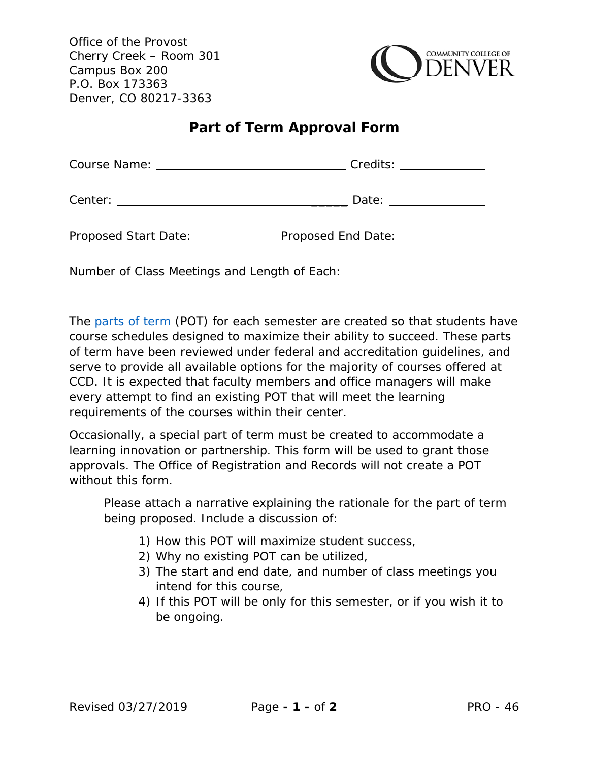Office of the Provost
Cherry Creek – Room 301
Campus Box 200
P.O. Box 173363
Denver, CO 80217-3363

# Part of Term Approval Form

Course Name: ______________________________ Credits: _____________

Center: ________________________________ _____ Date: _______________

Proposed Start Date: _____________ Proposed End Date: _____________

Number of Class Meetings and Length of Each: ___________________________

The parts of term (POT) for each semester are created so that students have course schedules designed to maximize their ability to succeed. These parts of term have been reviewed under federal and accreditation guidelines, and serve to provide all available options for the majority of courses offered at CCD. It is expected that faculty members and office managers will make every attempt to find an existing POT that will meet the learning requirements of the courses within their center.

Occasionally, a special part of term must be created to accommodate a learning innovation or partnership. This form will be used to grant those approvals. The Office of Registration and Records will not create a POT without this form.

Please attach a narrative explaining the rationale for the part of term being proposed. Include a discussion of:

1) How this POT will maximize student success,
2) Why no existing POT can be utilized,
3) The start and end date, and number of class meetings you intend for this course,
4) If this POT will be only for this semester, or if you wish it to be ongoing.

Revised 03/27/2019 PRO - 46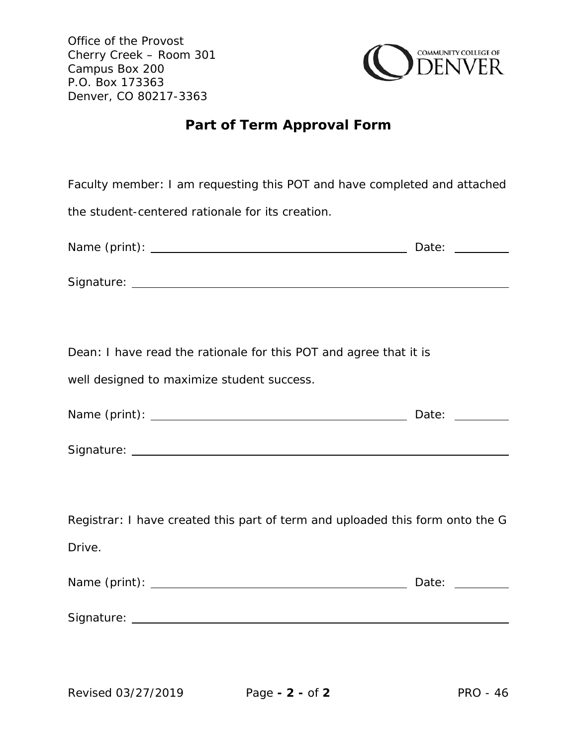Office of the Provost
Cherry Creek – Room 301
Campus Box 200
P.O. Box 173363
Denver, CO 80217-3363

# Part of Term Approval Form

Faculty member: I am requesting this POT and have completed and attached the student-centered rationale for its creation.

Name (print): ________________________________________ Date: _________

Signature: ____________________________________________________________

Dean: I have read the rationale for this POT and agree that it is well designed to maximize student success.

Name (print): ________________________________________ Date: _________

Signature: ____________________________________________________________

Registrar: I have created this part of term and uploaded this form onto the G Drive.

Name (print): ________________________________________ Date: _________

Signature: ____________________________________________________________

Revised 03/27/2019 PRO - 46